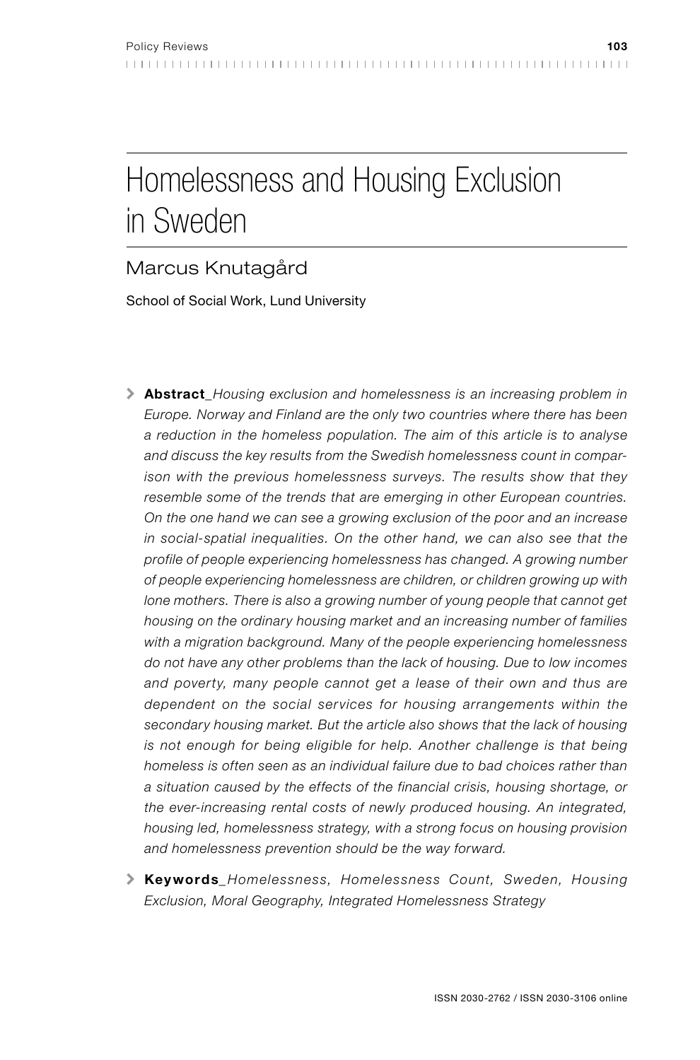# Homelessness and Housing Exclusion in Sweden

## Marcus Knutagård

School of Social Work, Lund University

> **Abstract**_*Housing exclusion and homelessness is an increasing problem in Europe. Norway and Finland are the only two countries where there has been a reduction in the homeless population. The aim of this article is to analyse and discuss the key results from the Swedish homelessness count in comparison with the previous homelessness surveys. The results show that they resemble some of the trends that are emerging in other European countries. On the one hand we can see a growing exclusion of the poor and an increase in social-spatial inequalities. On the other hand, we can also see that the profile of people experiencing homelessness has changed. A growing number of people experiencing homelessness are children, or children growing up with lone mothers. There is also a growing number of young people that cannot get housing on the ordinary housing market and an increasing number of families with a migration background. Many of the people experiencing homelessness do not have any other problems than the lack of housing. Due to low incomes and poverty, many people cannot get a lease of their own and thus are dependent on the social services for housing arrangements within the secondary housing market. But the article also shows that the lack of housing is not enough for being eligible for help. Another challenge is that being homeless is often seen as an individual failure due to bad choices rather than a situation caused by the effects of the financial crisis, housing shortage, or the ever-increasing rental costs of newly produced housing. An integrated, housing led, homelessness strategy, with a strong focus on housing provision and homelessness prevention should be the way forward.*

> **Keywords**_*Homelessness, Homelessness Count, Sweden, Housing Exclusion, Moral Geography, Integrated Homelessness Strategy*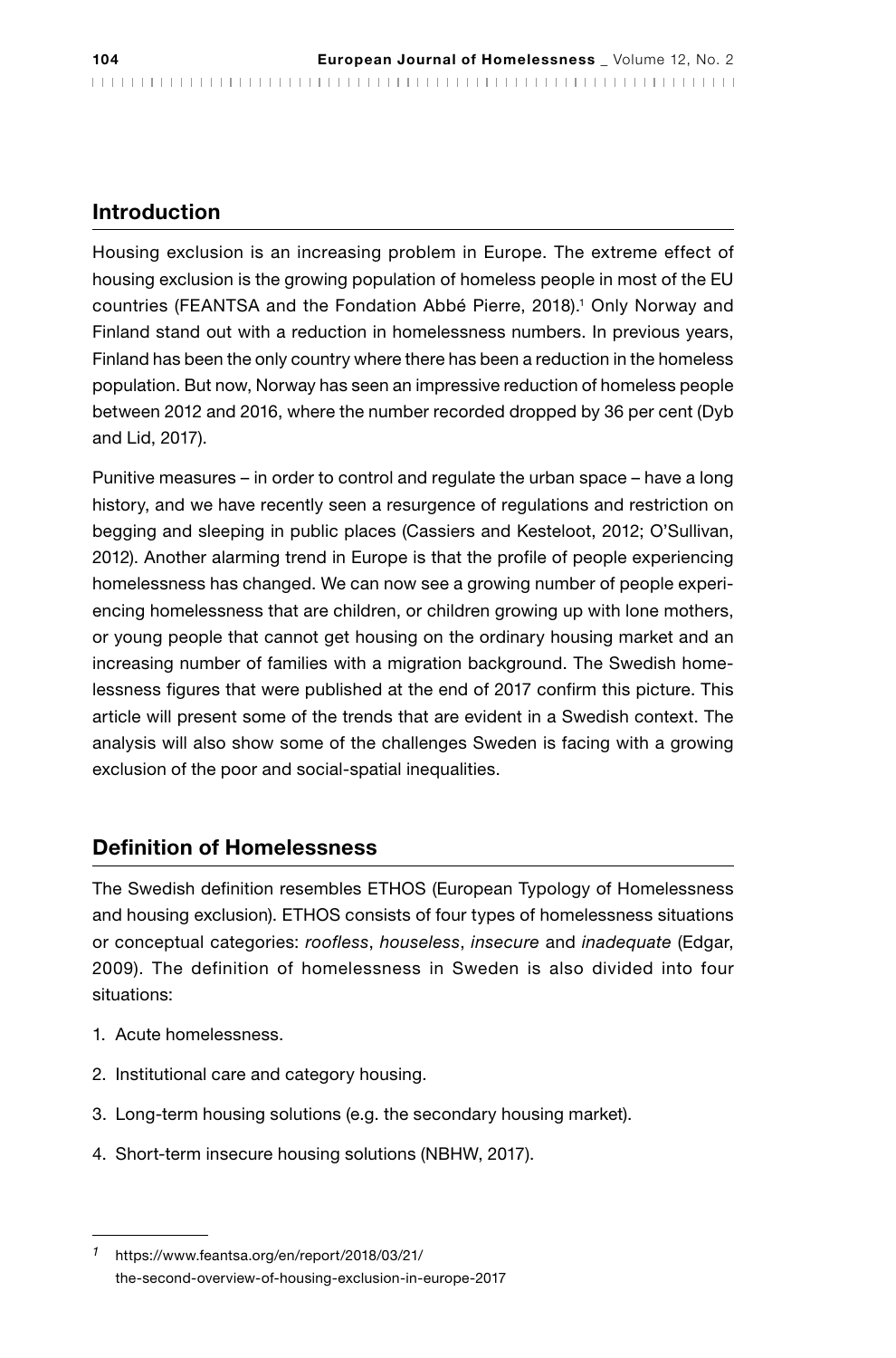## Introduction

Housing exclusion is an increasing problem in Europe. The extreme effect of housing exclusion is the growing population of homeless people in most of the EU countries (FEANTSA and the Fondation Abbé Pierre, 2018).[1] Only Norway and Finland stand out with a reduction in homelessness numbers. In previous years, Finland has been the only country where there has been a reduction in the homeless population. But now, Norway has seen an impressive reduction of homeless people between 2012 and 2016, where the number recorded dropped by 36 per cent (Dyb and Lid, 2017).

Punitive measures – in order to control and regulate the urban space – have a long history, and we have recently seen a resurgence of regulations and restriction on begging and sleeping in public places (Cassiers and Kesteloot, 2012; O'Sullivan, 2012). Another alarming trend in Europe is that the profile of people experiencing homelessness has changed. We can now see a growing number of people experiencing homelessness that are children, or children growing up with lone mothers, or young people that cannot get housing on the ordinary housing market and an increasing number of families with a migration background. The Swedish homelessness figures that were published at the end of 2017 confirm this picture. This article will present some of the trends that are evident in a Swedish context. The analysis will also show some of the challenges Sweden is facing with a growing exclusion of the poor and social-spatial inequalities.

## Definition of Homelessness

The Swedish definition resembles ETHOS (European Typology of Homelessness and housing exclusion). ETHOS consists of four types of homelessness situations or conceptual categories: *roofless*, *houseless*, *insecure* and *inadequate* (Edgar, 2009). The definition of homelessness in Sweden is also divided into four situations:

1. Acute homelessness.
2. Institutional care and category housing.
3. Long-term housing solutions (e.g. the secondary housing market).
4. Short-term insecure housing solutions (NBHW, 2017).

---

[1] https://www.feantsa.org/en/report/2018/03/21/the-second-overview-of-housing-exclusion-in-europe-2017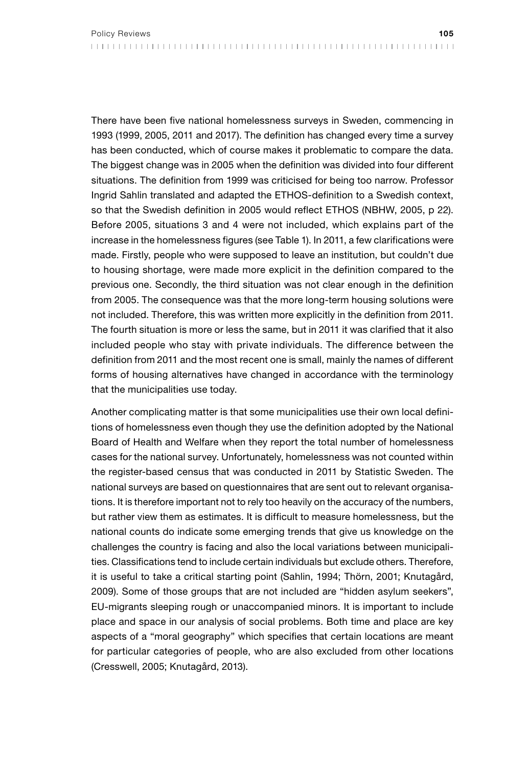There have been five national homelessness surveys in Sweden, commencing in 1993 (1999, 2005, 2011 and 2017). The definition has changed every time a survey has been conducted, which of course makes it problematic to compare the data. The biggest change was in 2005 when the definition was divided into four different situations. The definition from 1999 was criticised for being too narrow. Professor Ingrid Sahlin translated and adapted the ETHOS-definition to a Swedish context, so that the Swedish definition in 2005 would reflect ETHOS (NBHW, 2005, p 22). Before 2005, situations 3 and 4 were not included, which explains part of the increase in the homelessness figures (see Table 1). In 2011, a few clarifications were made. Firstly, people who were supposed to leave an institution, but couldn't due to housing shortage, were made more explicit in the definition compared to the previous one. Secondly, the third situation was not clear enough in the definition from 2005. The consequence was that the more long-term housing solutions were not included. Therefore, this was written more explicitly in the definition from 2011. The fourth situation is more or less the same, but in 2011 it was clarified that it also included people who stay with private individuals. The difference between the definition from 2011 and the most recent one is small, mainly the names of different forms of housing alternatives have changed in accordance with the terminology that the municipalities use today.

Another complicating matter is that some municipalities use their own local definitions of homelessness even though they use the definition adopted by the National Board of Health and Welfare when they report the total number of homelessness cases for the national survey. Unfortunately, homelessness was not counted within the register-based census that was conducted in 2011 by Statistic Sweden. The national surveys are based on questionnaires that are sent out to relevant organisations. It is therefore important not to rely too heavily on the accuracy of the numbers, but rather view them as estimates. It is difficult to measure homelessness, but the national counts do indicate some emerging trends that give us knowledge on the challenges the country is facing and also the local variations between municipalities. Classifications tend to include certain individuals but exclude others. Therefore, it is useful to take a critical starting point (Sahlin, 1994; Thörn, 2001; Knutagård, 2009). Some of those groups that are not included are "hidden asylum seekers", EU-migrants sleeping rough or unaccompanied minors. It is important to include place and space in our analysis of social problems. Both time and place are key aspects of a "moral geography" which specifies that certain locations are meant for particular categories of people, who are also excluded from other locations (Cresswell, 2005; Knutagård, 2013).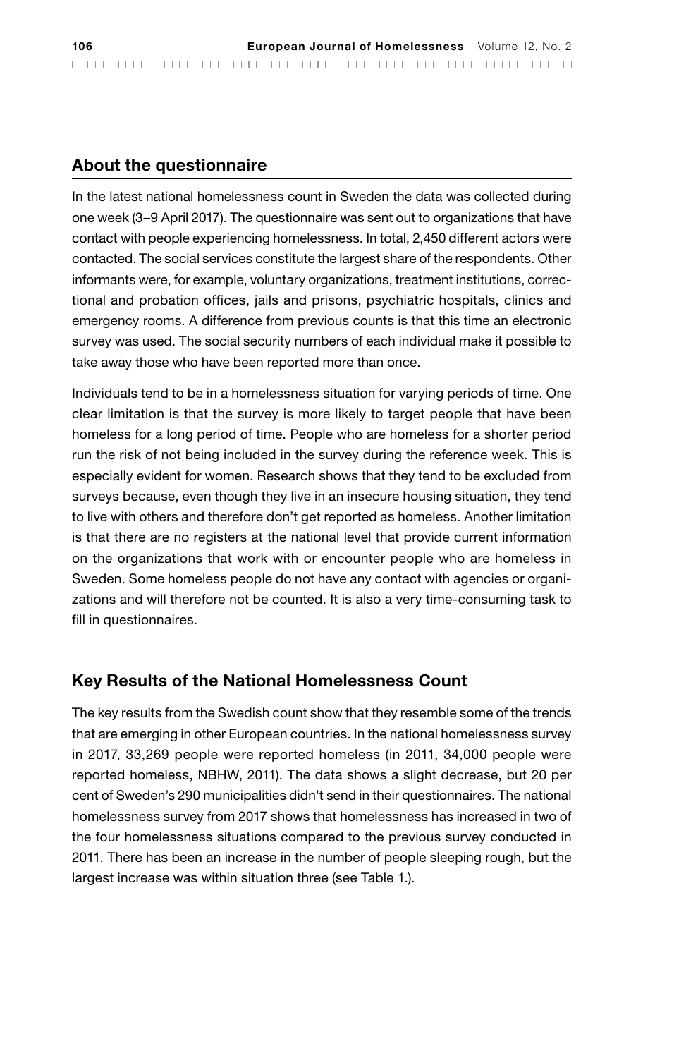## About the questionnaire

In the latest national homelessness count in Sweden the data was collected during one week (3–9 April 2017). The questionnaire was sent out to organizations that have contact with people experiencing homelessness. In total, 2,450 different actors were contacted. The social services constitute the largest share of the respondents. Other informants were, for example, voluntary organizations, treatment institutions, correctional and probation offices, jails and prisons, psychiatric hospitals, clinics and emergency rooms. A difference from previous counts is that this time an electronic survey was used. The social security numbers of each individual make it possible to take away those who have been reported more than once.

Individuals tend to be in a homelessness situation for varying periods of time. One clear limitation is that the survey is more likely to target people that have been homeless for a long period of time. People who are homeless for a shorter period run the risk of not being included in the survey during the reference week. This is especially evident for women. Research shows that they tend to be excluded from surveys because, even though they live in an insecure housing situation, they tend to live with others and therefore don't get reported as homeless. Another limitation is that there are no registers at the national level that provide current information on the organizations that work with or encounter people who are homeless in Sweden. Some homeless people do not have any contact with agencies or organizations and will therefore not be counted. It is also a very time-consuming task to fill in questionnaires.

## Key Results of the National Homelessness Count

The key results from the Swedish count show that they resemble some of the trends that are emerging in other European countries. In the national homelessness survey in 2017, 33,269 people were reported homeless (in 2011, 34,000 people were reported homeless, NBHW, 2011). The data shows a slight decrease, but 20 per cent of Sweden's 290 municipalities didn't send in their questionnaires. The national homelessness survey from 2017 shows that homelessness has increased in two of the four homelessness situations compared to the previous survey conducted in 2011. There has been an increase in the number of people sleeping rough, but the largest increase was within situation three (see Table 1.).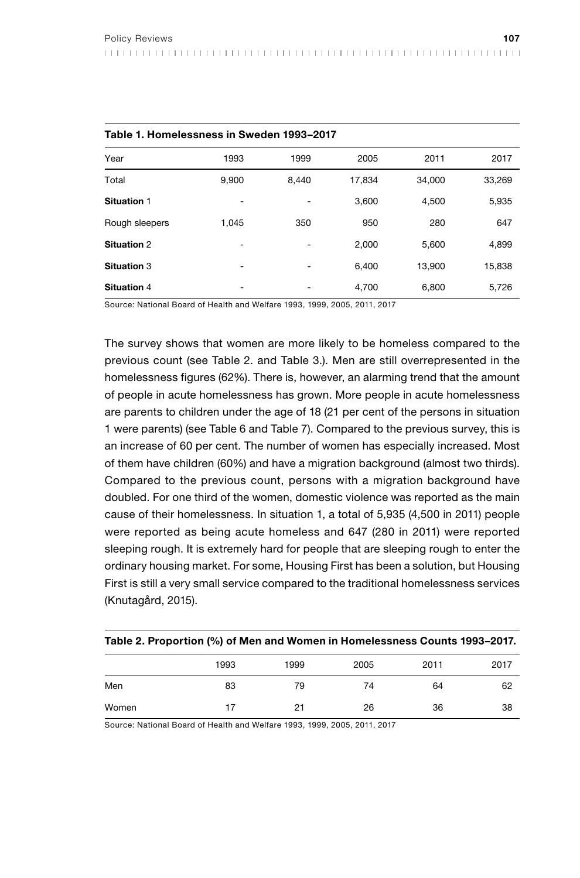**Table 1. Homelessness in Sweden 1993–2017**

| Year | 1993 | 1999 | 2005 | 2011 | 2017 |
|---|---|---|---|---|---|
| Total | 9,900 | 8,440 | 17,834 | 34,000 | 33,269 |
| **Situation** 1 | - | - | 3,600 | 4,500 | 5,935 |
| Rough sleepers | 1,045 | 350 | 950 | 280 | 647 |
| **Situation** 2 | - | - | 2,000 | 5,600 | 4,899 |
| **Situation** 3 | - | - | 6,400 | 13,900 | 15,838 |
| **Situation** 4 | - | - | 4,700 | 6,800 | 5,726 |

Source: National Board of Health and Welfare 1993, 1999, 2005, 2011, 2017

The survey shows that women are more likely to be homeless compared to the previous count (see Table 2. and Table 3.). Men are still overrepresented in the homelessness figures (62%). There is, however, an alarming trend that the amount of people in acute homelessness has grown. More people in acute homelessness are parents to children under the age of 18 (21 per cent of the persons in situation 1 were parents) (see Table 6 and Table 7). Compared to the previous survey, this is an increase of 60 per cent. The number of women has especially increased. Most of them have children (60%) and have a migration background (almost two thirds). Compared to the previous count, persons with a migration background have doubled. For one third of the women, domestic violence was reported as the main cause of their homelessness. In situation 1, a total of 5,935 (4,500 in 2011) people were reported as being acute homeless and 647 (280 in 2011) were reported sleeping rough. It is extremely hard for people that are sleeping rough to enter the ordinary housing market. For some, Housing First has been a solution, but Housing First is still a very small service compared to the traditional homelessness services (Knutagård, 2015).

**Table 2. Proportion (%) of Men and Women in Homelessness Counts 1993–2017.**

| | 1993 | 1999 | 2005 | 2011 | 2017 |
|---|---|---|---|---|---|
| Men | 83 | 79 | 74 | 64 | 62 |
| Women | 17 | 21 | 26 | 36 | 38 |

Source: National Board of Health and Welfare 1993, 1999, 2005, 2011, 2017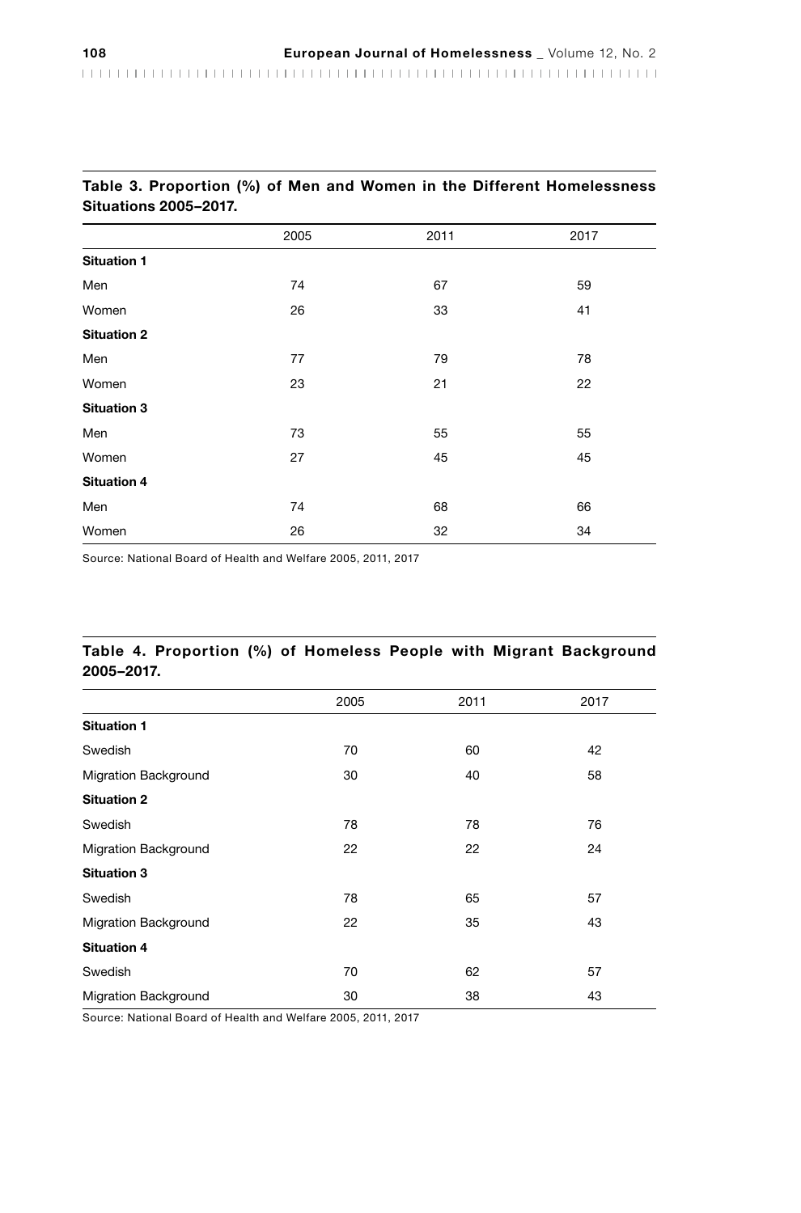**Table 3. Proportion (%) of Men and Women in the Different Homelessness Situations 2005–2017.**

| | 2005 | 2011 | 2017 |
|---|---|---|---|
| **Situation 1** | | | |
| Men | 74 | 67 | 59 |
| Women | 26 | 33 | 41 |
| **Situation 2** | | | |
| Men | 77 | 79 | 78 |
| Women | 23 | 21 | 22 |
| **Situation 3** | | | |
| Men | 73 | 55 | 55 |
| Women | 27 | 45 | 45 |
| **Situation 4** | | | |
| Men | 74 | 68 | 66 |
| Women | 26 | 32 | 34 |

Source: National Board of Health and Welfare 2005, 2011, 2017

**Table 4. Proportion (%) of Homeless People with Migrant Background 2005–2017.**

| | 2005 | 2011 | 2017 |
|---|---|---|---|
| **Situation 1** | | | |
| Swedish | 70 | 60 | 42 |
| Migration Background | 30 | 40 | 58 |
| **Situation 2** | | | |
| Swedish | 78 | 78 | 76 |
| Migration Background | 22 | 22 | 24 |
| **Situation 3** | | | |
| Swedish | 78 | 65 | 57 |
| Migration Background | 22 | 35 | 43 |
| **Situation 4** | | | |
| Swedish | 70 | 62 | 57 |
| Migration Background | 30 | 38 | 43 |

Source: National Board of Health and Welfare 2005, 2011, 2017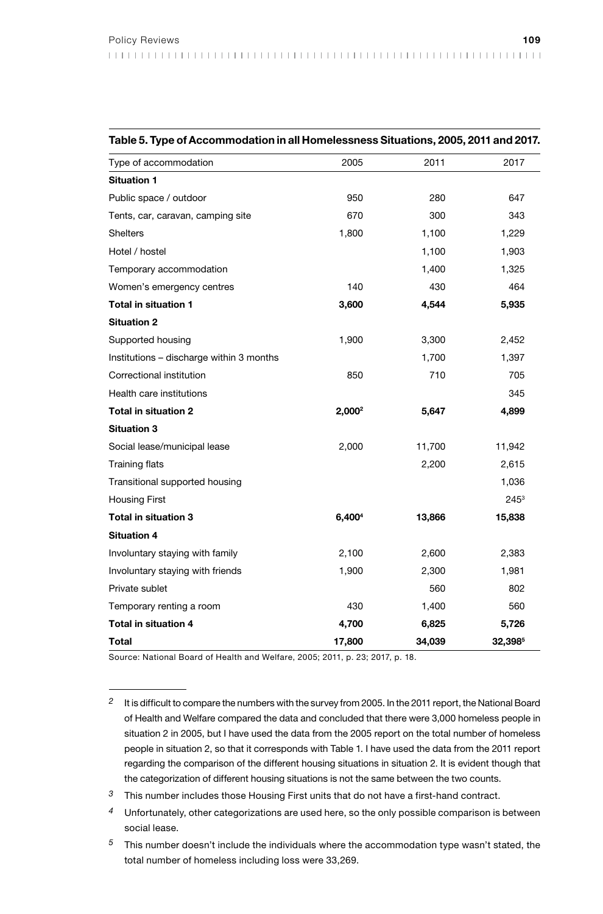**Table 5. Type of Accommodation in all Homelessness Situations, 2005, 2011 and 2017.**

| Type of accommodation | 2005 | 2011 | 2017 |
|---|---|---|---|
| **Situation 1** | | | |
| Public space / outdoor | 950 | 280 | 647 |
| Tents, car, caravan, camping site | 670 | 300 | 343 |
| Shelters | 1,800 | 1,100 | 1,229 |
| Hotel / hostel | | 1,100 | 1,903 |
| Temporary accommodation | | 1,400 | 1,325 |
| Women's emergency centres | 140 | 430 | 464 |
| **Total in situation 1** | **3,600** | **4,544** | **5,935** |
| **Situation 2** | | | |
| Supported housing | 1,900 | 3,300 | 2,452 |
| Institutions – discharge within 3 months | | 1,700 | 1,397 |
| Correctional institution | 850 | 710 | 705 |
| Health care institutions | | | 345 |
| **Total in situation 2** | **2,000**[2] | **5,647** | **4,899** |
| **Situation 3** | | | |
| Social lease/municipal lease | 2,000 | 11,700 | 11,942 |
| Training flats | | 2,200 | 2,615 |
| Transitional supported housing | | | 1,036 |
| Housing First | | | 245[3] |
| **Total in situation 3** | **6,400**[4] | **13,866** | **15,838** |
| **Situation 4** | | | |
| Involuntary staying with family | 2,100 | 2,600 | 2,383 |
| Involuntary staying with friends | 1,900 | 2,300 | 1,981 |
| Private sublet | | 560 | 802 |
| Temporary renting a room | 430 | 1,400 | 560 |
| **Total in situation 4** | **4,700** | **6,825** | **5,726** |
| **Total** | **17,800** | **34,039** | **32,398**[5] |

Source: National Board of Health and Welfare, 2005; 2011, p. 23; 2017, p. 18.

---

[2] It is difficult to compare the numbers with the survey from 2005. In the 2011 report, the National Board of Health and Welfare compared the data and concluded that there were 3,000 homeless people in situation 2 in 2005, but I have used the data from the 2005 report on the total number of homeless people in situation 2, so that it corresponds with Table 1. I have used the data from the 2011 report regarding the comparison of the different housing situations in situation 2. It is evident though that the categorization of different housing situations is not the same between the two counts.

[3] This number includes those Housing First units that do not have a first-hand contract.

[4] Unfortunately, other categorizations are used here, so the only possible comparison is between social lease.

[5] This number doesn't include the individuals where the accommodation type wasn't stated, the total number of homeless including loss were 33,269.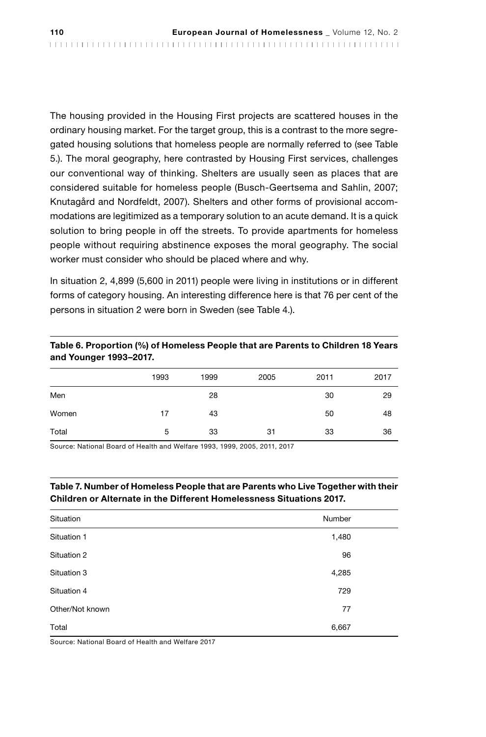The housing provided in the Housing First projects are scattered houses in the ordinary housing market. For the target group, this is a contrast to the more segregated housing solutions that homeless people are normally referred to (see Table 5.). The moral geography, here contrasted by Housing First services, challenges our conventional way of thinking. Shelters are usually seen as places that are considered suitable for homeless people (Busch-Geertsema and Sahlin, 2007; Knutagård and Nordfeldt, 2007). Shelters and other forms of provisional accommodations are legitimized as a temporary solution to an acute demand. It is a quick solution to bring people in off the streets. To provide apartments for homeless people without requiring abstinence exposes the moral geography. The social worker must consider who should be placed where and why.

In situation 2, 4,899 (5,600 in 2011) people were living in institutions or in different forms of category housing. An interesting difference here is that 76 per cent of the persons in situation 2 were born in Sweden (see Table 4.).

**Table 6. Proportion (%) of Homeless People that are Parents to Children 18 Years and Younger 1993–2017.**

| | 1993 | 1999 | 2005 | 2011 | 2017 |
|---|---|---|---|---|---|
| Men | | 28 | | 30 | 29 |
| Women | 17 | 43 | | 50 | 48 |
| Total | 5 | 33 | 31 | 33 | 36 |

Source: National Board of Health and Welfare 1993, 1999, 2005, 2011, 2017

**Table 7. Number of Homeless People that are Parents who Live Together with their Children or Alternate in the Different Homelessness Situations 2017.**

| Situation | Number |
|---|---|
| Situation 1 | 1,480 |
| Situation 2 | 96 |
| Situation 3 | 4,285 |
| Situation 4 | 729 |
| Other/Not known | 77 |
| Total | 6,667 |

Source: National Board of Health and Welfare 2017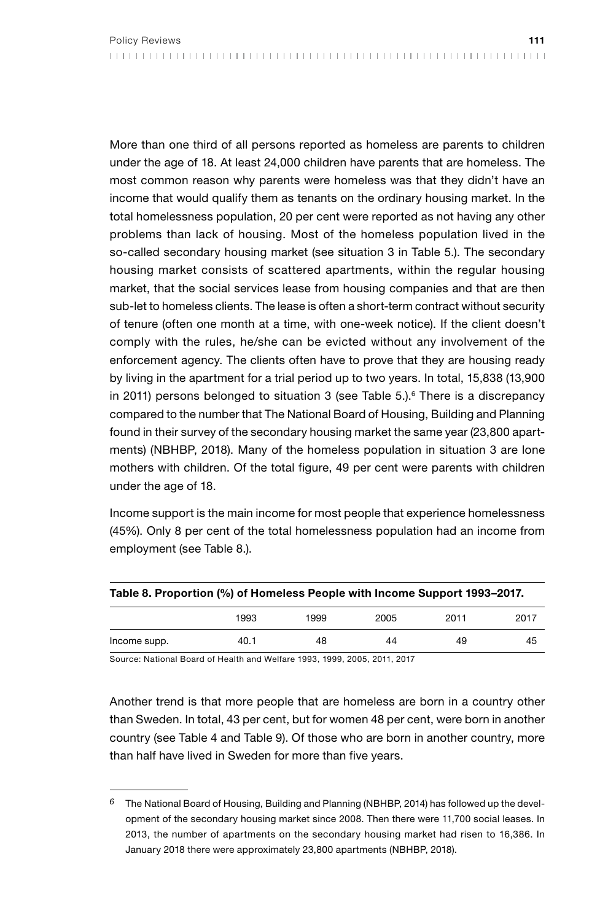More than one third of all persons reported as homeless are parents to children under the age of 18. At least 24,000 children have parents that are homeless. The most common reason why parents were homeless was that they didn't have an income that would qualify them as tenants on the ordinary housing market. In the total homelessness population, 20 per cent were reported as not having any other problems than lack of housing. Most of the homeless population lived in the so-called secondary housing market (see situation 3 in Table 5.). The secondary housing market consists of scattered apartments, within the regular housing market, that the social services lease from housing companies and that are then sub-let to homeless clients. The lease is often a short-term contract without security of tenure (often one month at a time, with one-week notice). If the client doesn't comply with the rules, he/she can be evicted without any involvement of the enforcement agency. The clients often have to prove that they are housing ready by living in the apartment for a trial period up to two years. In total, 15,838 (13,900 in 2011) persons belonged to situation 3 (see Table 5.).[6] There is a discrepancy compared to the number that The National Board of Housing, Building and Planning found in their survey of the secondary housing market the same year (23,800 apartments) (NBHBP, 2018). Many of the homeless population in situation 3 are lone mothers with children. Of the total figure, 49 per cent were parents with children under the age of 18.

Income support is the main income for most people that experience homelessness (45%). Only 8 per cent of the total homelessness population had an income from employment (see Table 8.).

**Table 8. Proportion (%) of Homeless People with Income Support 1993–2017.**

| | 1993 | 1999 | 2005 | 2011 | 2017 |
|---|---|---|---|---|---|
| Income supp. | 40.1 | 48 | 44 | 49 | 45 |

Source: National Board of Health and Welfare 1993, 1999, 2005, 2011, 2017

Another trend is that more people that are homeless are born in a country other than Sweden. In total, 43 per cent, but for women 48 per cent, were born in another country (see Table 4 and Table 9). Of those who are born in another country, more than half have lived in Sweden for more than five years.

---

[6] The National Board of Housing, Building and Planning (NBHBP, 2014) has followed up the development of the secondary housing market since 2008. Then there were 11,700 social leases. In 2013, the number of apartments on the secondary housing market had risen to 16,386. In January 2018 there were approximately 23,800 apartments (NBHBP, 2018).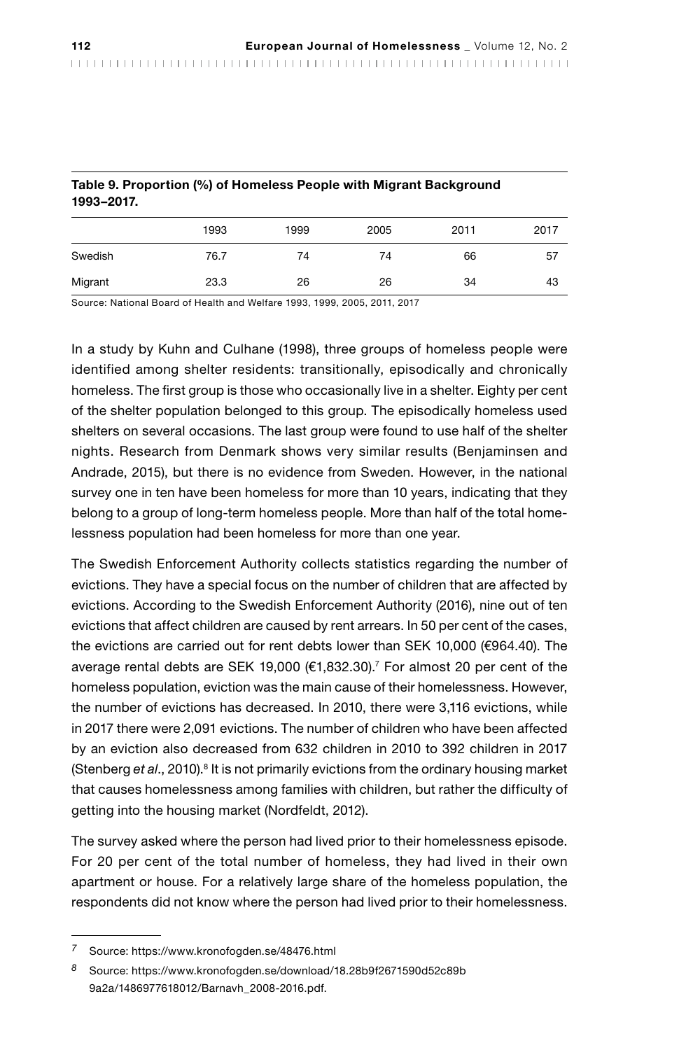**Table 9. Proportion (%) of Homeless People with Migrant Background 1993–2017.**

| | 1993 | 1999 | 2005 | 2011 | 2017 |
|---|---|---|---|---|---|
| Swedish | 76.7 | 74 | 74 | 66 | 57 |
| Migrant | 23.3 | 26 | 26 | 34 | 43 |

Source: National Board of Health and Welfare 1993, 1999, 2005, 2011, 2017

In a study by Kuhn and Culhane (1998), three groups of homeless people were identified among shelter residents: transitionally, episodically and chronically homeless. The first group is those who occasionally live in a shelter. Eighty per cent of the shelter population belonged to this group. The episodically homeless used shelters on several occasions. The last group were found to use half of the shelter nights. Research from Denmark shows very similar results (Benjaminsen and Andrade, 2015), but there is no evidence from Sweden. However, in the national survey one in ten have been homeless for more than 10 years, indicating that they belong to a group of long-term homeless people. More than half of the total homelessness population had been homeless for more than one year.

The Swedish Enforcement Authority collects statistics regarding the number of evictions. They have a special focus on the number of children that are affected by evictions. According to the Swedish Enforcement Authority (2016), nine out of ten evictions that affect children are caused by rent arrears. In 50 per cent of the cases, the evictions are carried out for rent debts lower than SEK 10,000 (€964.40). The average rental debts are SEK 19,000 (€1,832.30).[7] For almost 20 per cent of the homeless population, eviction was the main cause of their homelessness. However, the number of evictions has decreased. In 2010, there were 3,116 evictions, while in 2017 there were 2,091 evictions. The number of children who have been affected by an eviction also decreased from 632 children in 2010 to 392 children in 2017 (Stenberg *et al*., 2010).[8] It is not primarily evictions from the ordinary housing market that causes homelessness among families with children, but rather the difficulty of getting into the housing market (Nordfeldt, 2012).

The survey asked where the person had lived prior to their homelessness episode. For 20 per cent of the total number of homeless, they had lived in their own apartment or house. For a relatively large share of the homeless population, the respondents did not know where the person had lived prior to their homelessness.

---

7 Source: https://www.kronofogden.se/48476.html

8 Source: https://www.kronofogden.se/download/18.28b9f2671590d52c89b9a2a/1486977618012/Barnavh_2008-2016.pdf.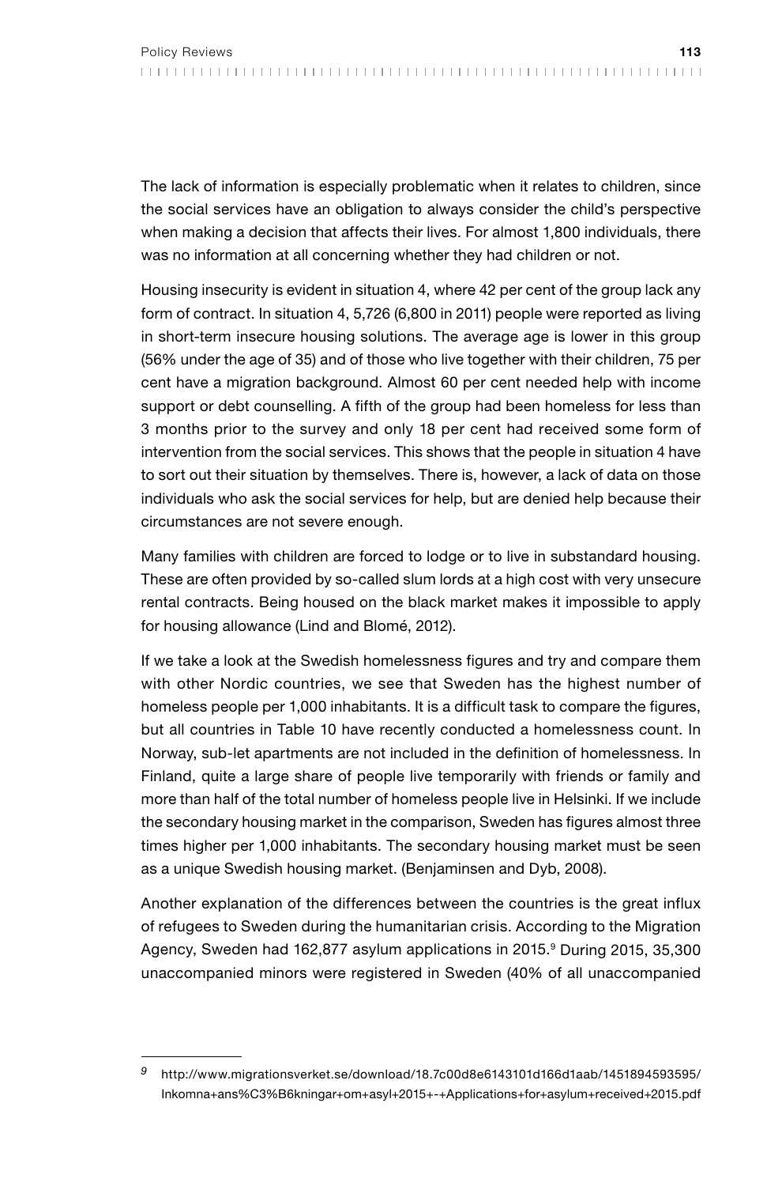The lack of information is especially problematic when it relates to children, since the social services have an obligation to always consider the child's perspective when making a decision that affects their lives. For almost 1,800 individuals, there was no information at all concerning whether they had children or not.

Housing insecurity is evident in situation 4, where 42 per cent of the group lack any form of contract. In situation 4, 5,726 (6,800 in 2011) people were reported as living in short-term insecure housing solutions. The average age is lower in this group (56% under the age of 35) and of those who live together with their children, 75 per cent have a migration background. Almost 60 per cent needed help with income support or debt counselling. A fifth of the group had been homeless for less than 3 months prior to the survey and only 18 per cent had received some form of intervention from the social services. This shows that the people in situation 4 have to sort out their situation by themselves. There is, however, a lack of data on those individuals who ask the social services for help, but are denied help because their circumstances are not severe enough.

Many families with children are forced to lodge or to live in substandard housing. These are often provided by so-called slum lords at a high cost with very unsecure rental contracts. Being housed on the black market makes it impossible to apply for housing allowance (Lind and Blomé, 2012).

If we take a look at the Swedish homelessness figures and try and compare them with other Nordic countries, we see that Sweden has the highest number of homeless people per 1,000 inhabitants. It is a difficult task to compare the figures, but all countries in Table 10 have recently conducted a homelessness count. In Norway, sub-let apartments are not included in the definition of homelessness. In Finland, quite a large share of people live temporarily with friends or family and more than half of the total number of homeless people live in Helsinki. If we include the secondary housing market in the comparison, Sweden has figures almost three times higher per 1,000 inhabitants. The secondary housing market must be seen as a unique Swedish housing market. (Benjaminsen and Dyb, 2008).

Another explanation of the differences between the countries is the great influx of refugees to Sweden during the humanitarian crisis. According to the Migration Agency, Sweden had 162,877 asylum applications in 2015.[9] During 2015, 35,300 unaccompanied minors were registered in Sweden (40% of all unaccompanied

---

[9] http://www.migrationsverket.se/download/18.7c00d8e6143101d166d1aab/1451894593595/Inkomna+ans%C3%B6kningar+om+asyl+2015+-+Applications+for+asylum+received+2015.pdf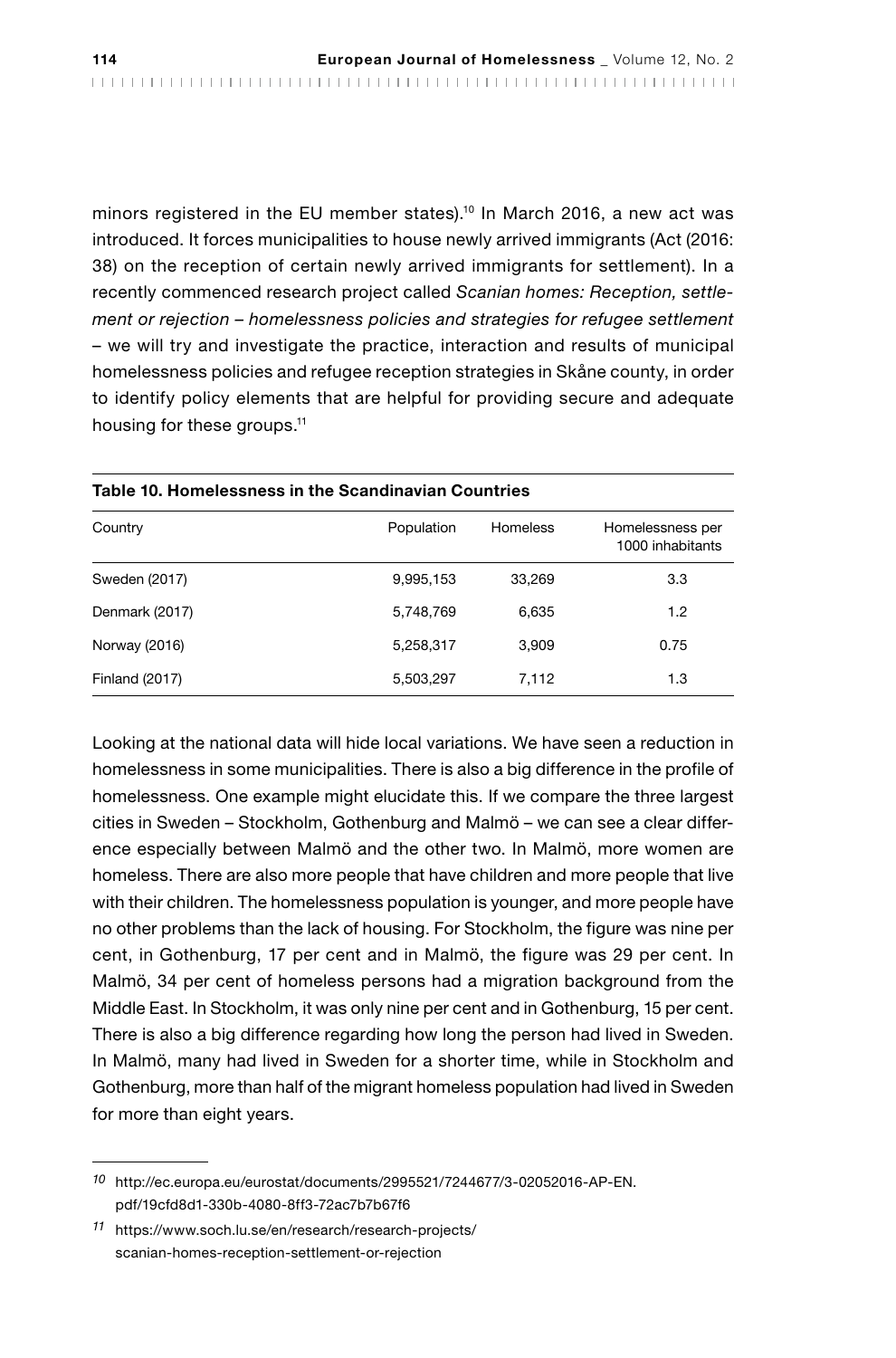minors registered in the EU member states).[10] In March 2016, a new act was introduced. It forces municipalities to house newly arrived immigrants (Act (2016: 38) on the reception of certain newly arrived immigrants for settlement). In a recently commenced research project called *Scanian homes: Reception, settlement or rejection – homelessness policies and strategies for refugee settlement* – we will try and investigate the practice, interaction and results of municipal homelessness policies and refugee reception strategies in Skåne county, in order to identify policy elements that are helpful for providing secure and adequate housing for these groups.[11]

**Table 10. Homelessness in the Scandinavian Countries**

| Country | Population | Homeless | Homelessness per 1000 inhabitants |
|---|---|---|---|
| Sweden (2017) | 9,995,153 | 33,269 | 3.3 |
| Denmark (2017) | 5,748,769 | 6,635 | 1.2 |
| Norway (2016) | 5,258,317 | 3,909 | 0.75 |
| Finland (2017) | 5,503,297 | 7,112 | 1.3 |

Looking at the national data will hide local variations. We have seen a reduction in homelessness in some municipalities. There is also a big difference in the profile of homelessness. One example might elucidate this. If we compare the three largest cities in Sweden – Stockholm, Gothenburg and Malmö – we can see a clear difference especially between Malmö and the other two. In Malmö, more women are homeless. There are also more people that have children and more people that live with their children. The homelessness population is younger, and more people have no other problems than the lack of housing. For Stockholm, the figure was nine per cent, in Gothenburg, 17 per cent and in Malmö, the figure was 29 per cent. In Malmö, 34 per cent of homeless persons had a migration background from the Middle East. In Stockholm, it was only nine per cent and in Gothenburg, 15 per cent. There is also a big difference regarding how long the person had lived in Sweden. In Malmö, many had lived in Sweden for a shorter time, while in Stockholm and Gothenburg, more than half of the migrant homeless population had lived in Sweden for more than eight years.

---

[10] http://ec.europa.eu/eurostat/documents/2995521/7244677/3-02052016-AP-EN.pdf/19cfd8d1-330b-4080-8ff3-72ac7b7b67f6

[11] https://www.soch.lu.se/en/research/research-projects/scanian-homes-reception-settlement-or-rejection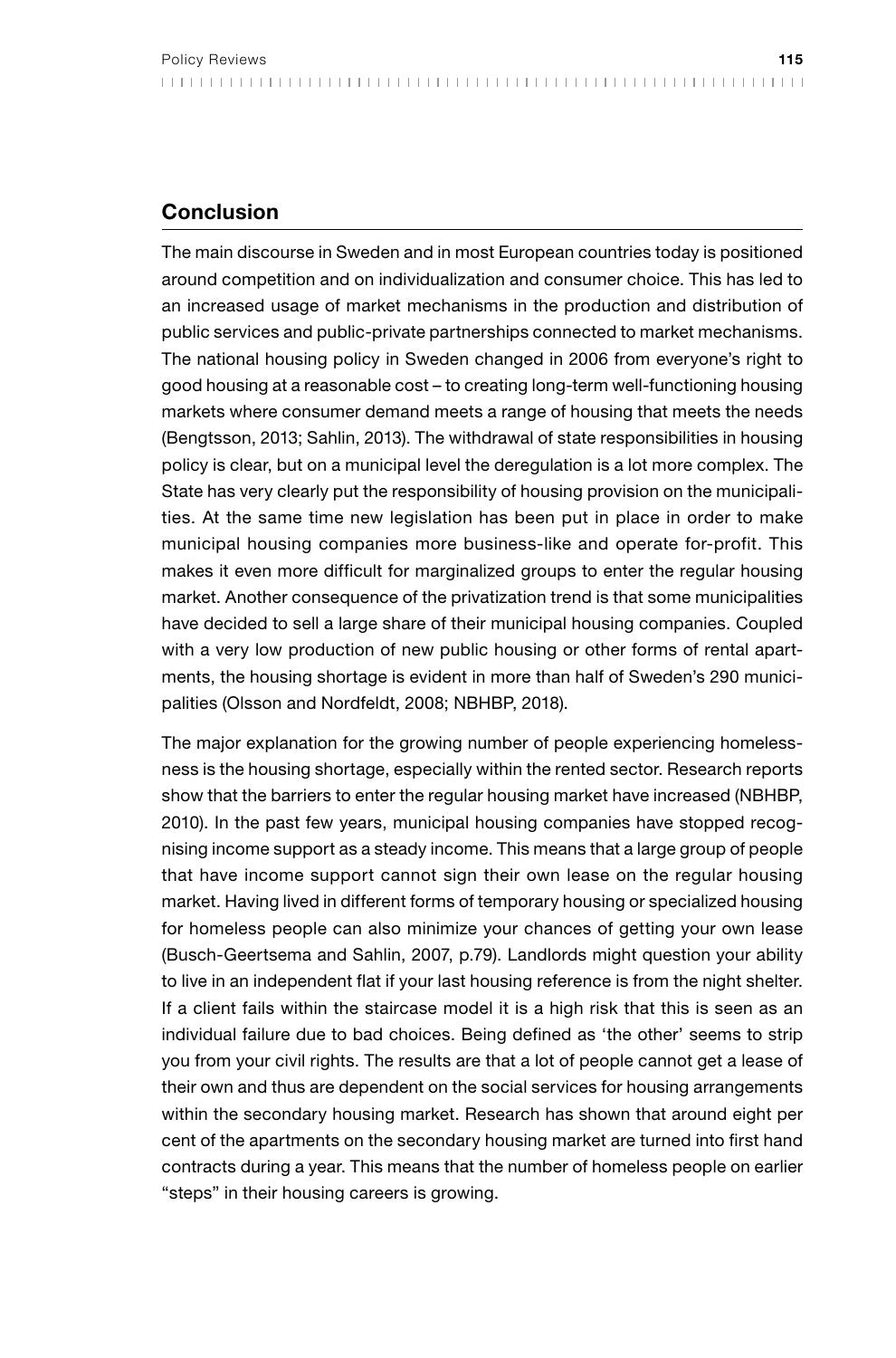## Conclusion

The main discourse in Sweden and in most European countries today is positioned around competition and on individualization and consumer choice. This has led to an increased usage of market mechanisms in the production and distribution of public services and public-private partnerships connected to market mechanisms. The national housing policy in Sweden changed in 2006 from everyone's right to good housing at a reasonable cost – to creating long-term well-functioning housing markets where consumer demand meets a range of housing that meets the needs (Bengtsson, 2013; Sahlin, 2013). The withdrawal of state responsibilities in housing policy is clear, but on a municipal level the deregulation is a lot more complex. The State has very clearly put the responsibility of housing provision on the municipalities. At the same time new legislation has been put in place in order to make municipal housing companies more business-like and operate for-profit. This makes it even more difficult for marginalized groups to enter the regular housing market. Another consequence of the privatization trend is that some municipalities have decided to sell a large share of their municipal housing companies. Coupled with a very low production of new public housing or other forms of rental apartments, the housing shortage is evident in more than half of Sweden's 290 municipalities (Olsson and Nordfeldt, 2008; NBHBP, 2018).

The major explanation for the growing number of people experiencing homelessness is the housing shortage, especially within the rented sector. Research reports show that the barriers to enter the regular housing market have increased (NBHBP, 2010). In the past few years, municipal housing companies have stopped recognising income support as a steady income. This means that a large group of people that have income support cannot sign their own lease on the regular housing market. Having lived in different forms of temporary housing or specialized housing for homeless people can also minimize your chances of getting your own lease (Busch-Geertsema and Sahlin, 2007, p.79). Landlords might question your ability to live in an independent flat if your last housing reference is from the night shelter. If a client fails within the staircase model it is a high risk that this is seen as an individual failure due to bad choices. Being defined as 'the other' seems to strip you from your civil rights. The results are that a lot of people cannot get a lease of their own and thus are dependent on the social services for housing arrangements within the secondary housing market. Research has shown that around eight per cent of the apartments on the secondary housing market are turned into first hand contracts during a year. This means that the number of homeless people on earlier "steps" in their housing careers is growing.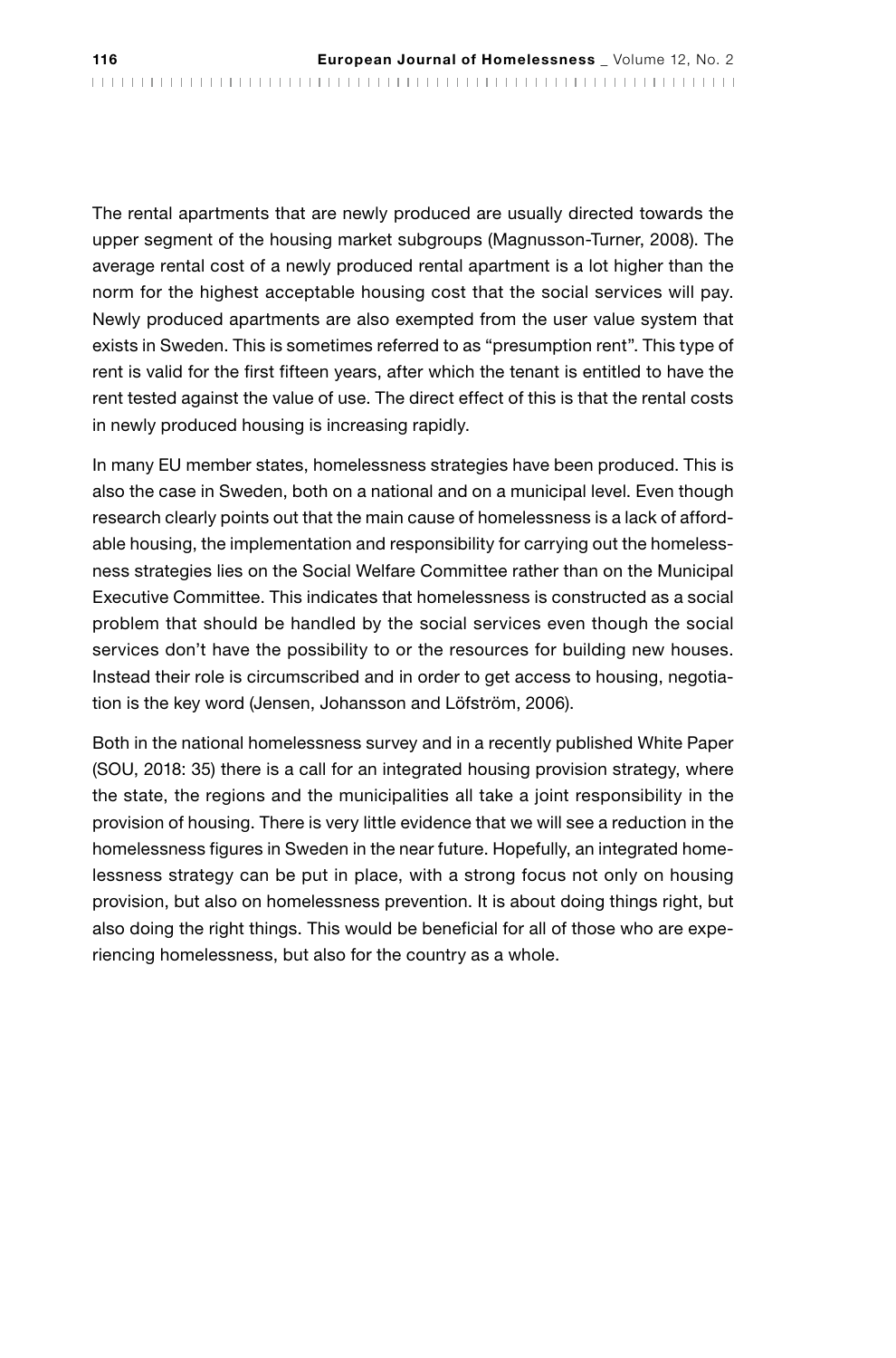The rental apartments that are newly produced are usually directed towards the upper segment of the housing market subgroups (Magnusson-Turner, 2008). The average rental cost of a newly produced rental apartment is a lot higher than the norm for the highest acceptable housing cost that the social services will pay. Newly produced apartments are also exempted from the user value system that exists in Sweden. This is sometimes referred to as "presumption rent". This type of rent is valid for the first fifteen years, after which the tenant is entitled to have the rent tested against the value of use. The direct effect of this is that the rental costs in newly produced housing is increasing rapidly.

In many EU member states, homelessness strategies have been produced. This is also the case in Sweden, both on a national and on a municipal level. Even though research clearly points out that the main cause of homelessness is a lack of affordable housing, the implementation and responsibility for carrying out the homelessness strategies lies on the Social Welfare Committee rather than on the Municipal Executive Committee. This indicates that homelessness is constructed as a social problem that should be handled by the social services even though the social services don't have the possibility to or the resources for building new houses. Instead their role is circumscribed and in order to get access to housing, negotiation is the key word (Jensen, Johansson and Löfström, 2006).

Both in the national homelessness survey and in a recently published White Paper (SOU, 2018: 35) there is a call for an integrated housing provision strategy, where the state, the regions and the municipalities all take a joint responsibility in the provision of housing. There is very little evidence that we will see a reduction in the homelessness figures in Sweden in the near future. Hopefully, an integrated homelessness strategy can be put in place, with a strong focus not only on housing provision, but also on homelessness prevention. It is about doing things right, but also doing the right things. This would be beneficial for all of those who are experiencing homelessness, but also for the country as a whole.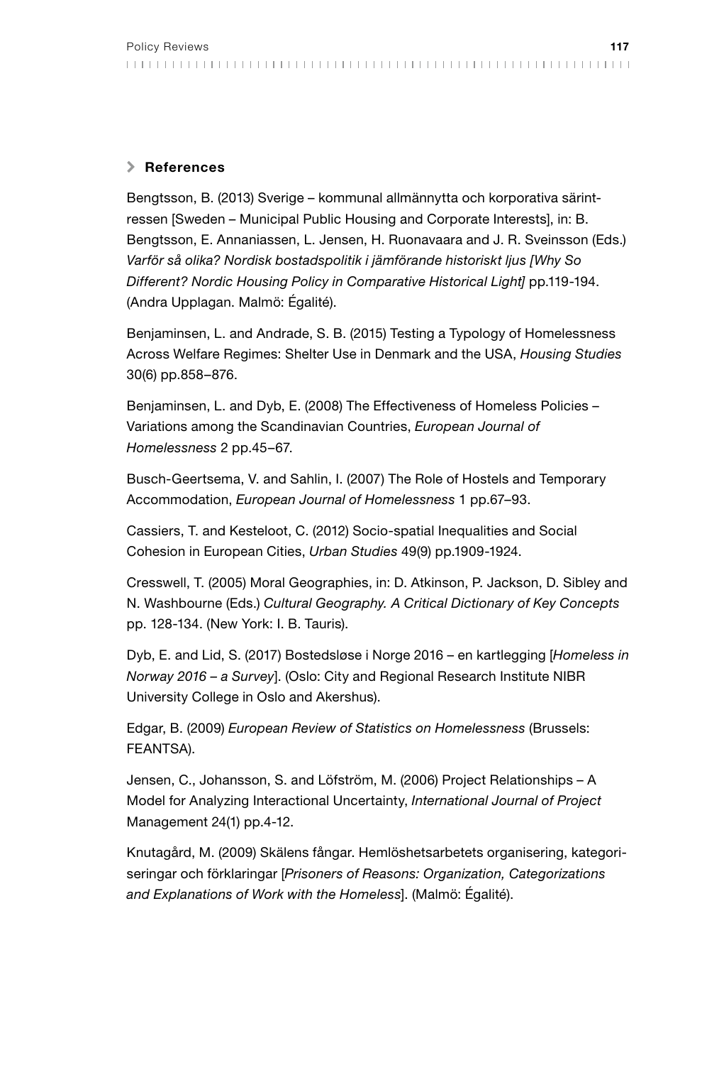## References

Bengtsson, B. (2013) Sverige – kommunal allmännytta och korporativa särintressen [Sweden – Municipal Public Housing and Corporate Interests], in: B. Bengtsson, E. Annaniassen, L. Jensen, H. Ruonavaara and J. R. Sveinsson (Eds.) *Varför så olika? Nordisk bostadspolitik i jämförande historiskt ljus [Why So Different? Nordic Housing Policy in Comparative Historical Light]* pp.119-194. (Andra Upplagan. Malmö: Égalité).

Benjaminsen, L. and Andrade, S. B. (2015) Testing a Typology of Homelessness Across Welfare Regimes: Shelter Use in Denmark and the USA, *Housing Studies* 30(6) pp.858–876.

Benjaminsen, L. and Dyb, E. (2008) The Effectiveness of Homeless Policies – Variations among the Scandinavian Countries, *European Journal of Homelessness* 2 pp.45–67.

Busch-Geertsema, V. and Sahlin, I. (2007) The Role of Hostels and Temporary Accommodation, *European Journal of Homelessness* 1 pp.67–93.

Cassiers, T. and Kesteloot, C. (2012) Socio-spatial Inequalities and Social Cohesion in European Cities, *Urban Studies* 49(9) pp.1909-1924.

Cresswell, T. (2005) Moral Geographies, in: D. Atkinson, P. Jackson, D. Sibley and N. Washbourne (Eds.) *Cultural Geography. A Critical Dictionary of Key Concepts* pp. 128-134. (New York: I. B. Tauris).

Dyb, E. and Lid, S. (2017) Bostedsløse i Norge 2016 – en kartlegging [*Homeless in Norway 2016 – a Survey*]. (Oslo: City and Regional Research Institute NIBR University College in Oslo and Akershus).

Edgar, B. (2009) *European Review of Statistics on Homelessness* (Brussels: FEANTSA).

Jensen, C., Johansson, S. and Löfström, M. (2006) Project Relationships – A Model for Analyzing Interactional Uncertainty, *International Journal of Project* Management 24(1) pp.4-12.

Knutagård, M. (2009) Skälens fångar. Hemlöshetsarbetets organisering, kategoriseringar och förklaringar [*Prisoners of Reasons: Organization, Categorizations and Explanations of Work with the Homeless*]. (Malmö: Égalité).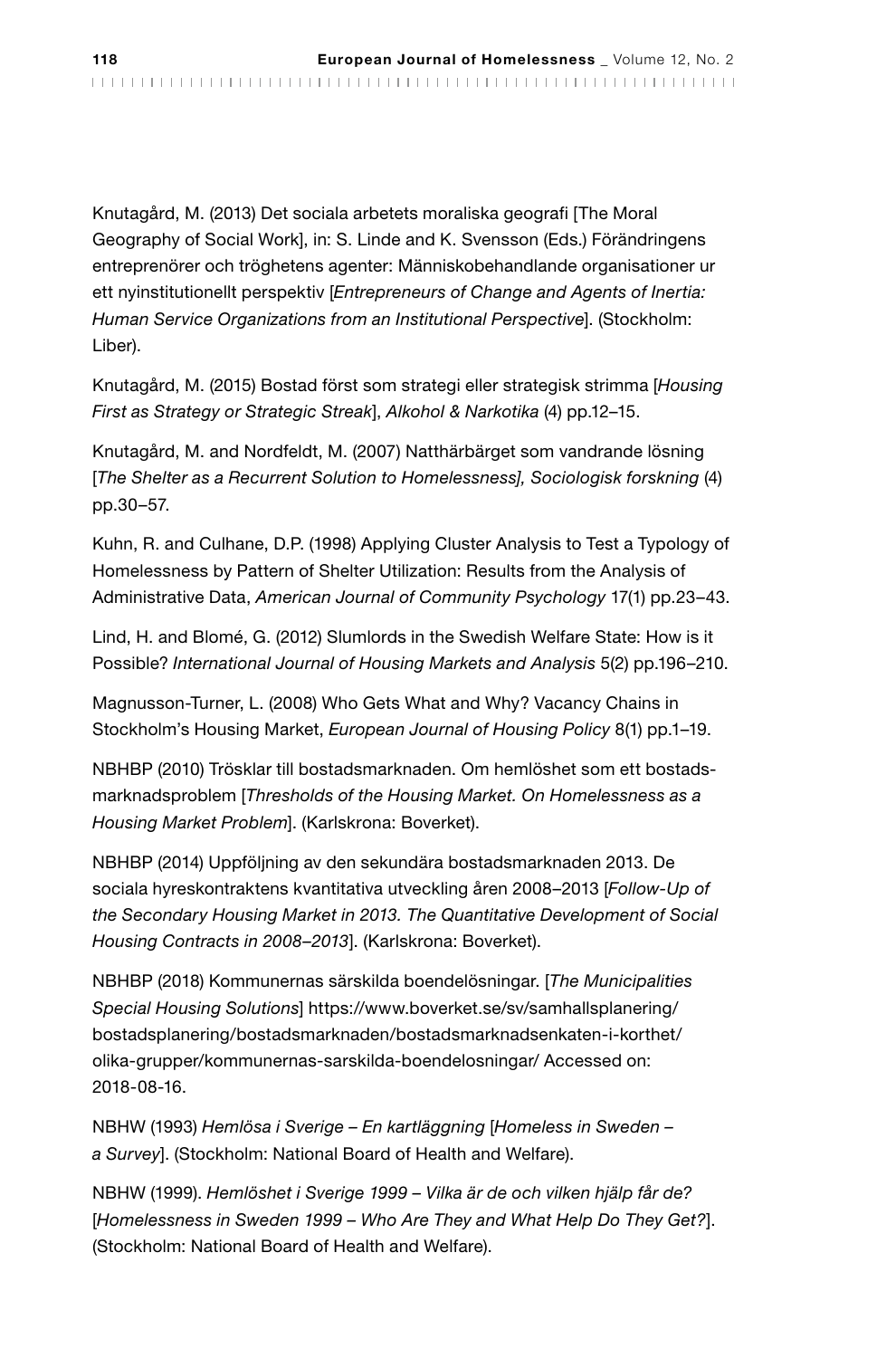Knutagård, M. (2013) Det sociala arbetets moraliska geografi [The Moral Geography of Social Work], in: S. Linde and K. Svensson (Eds.) Förändringens entreprenörer och tröghetens agenter: Människobehandlande organisationer ur ett nyinstitutionellt perspektiv [*Entrepreneurs of Change and Agents of Inertia: Human Service Organizations from an Institutional Perspective*]. (Stockholm: Liber).

Knutagård, M. (2015) Bostad först som strategi eller strategisk strimma [*Housing First as Strategy or Strategic Streak*], *Alkohol & Narkotika* (4) pp.12–15.

Knutagård, M. and Nordfeldt, M. (2007) Natthärbärget som vandrande lösning [*The Shelter as a Recurrent Solution to Homelessness], Sociologisk forskning* (4) pp.30–57.

Kuhn, R. and Culhane, D.P. (1998) Applying Cluster Analysis to Test a Typology of Homelessness by Pattern of Shelter Utilization: Results from the Analysis of Administrative Data, *American Journal of Community Psychology* 17(1) pp.23–43.

Lind, H. and Blomé, G. (2012) Slumlords in the Swedish Welfare State: How is it Possible? *International Journal of Housing Markets and Analysis* 5(2) pp.196–210.

Magnusson-Turner, L. (2008) Who Gets What and Why? Vacancy Chains in Stockholm's Housing Market, *European Journal of Housing Policy* 8(1) pp.1–19.

NBHBP (2010) Trösklar till bostadsmarknaden. Om hemlöshet som ett bostads­marknadsproblem [*Thresholds of the Housing Market. On Homelessness as a Housing Market Problem*]. (Karlskrona: Boverket).

NBHBP (2014) Uppföljning av den sekundära bostadsmarknaden 2013. De sociala hyreskontraktens kvantitativa utveckling åren 2008–2013 [*Follow-Up of the Secondary Housing Market in 2013. The Quantitative Development of Social Housing Contracts in 2008–2013*]. (Karlskrona: Boverket).

NBHBP (2018) Kommunernas särskilda boendelösningar. [*The Municipalities Special Housing Solutions*] https://www.boverket.se/sv/samhallsplanering/bostadsplanering/bostadsmarknaden/bostadsmarknadsenkaten-i-korthet/olika-grupper/kommunernas-sarskilda-boendelosningar/ Accessed on: 2018-08-16.

NBHW (1993) *Hemlösa i Sverige – En kartläggning* [*Homeless in Sweden – a Survey*]. (Stockholm: National Board of Health and Welfare).

NBHW (1999). *Hemlöshet i Sverige 1999 – Vilka är de och vilken hjälp får de?* [*Homelessness in Sweden 1999 – Who Are They and What Help Do They Get?*]. (Stockholm: National Board of Health and Welfare).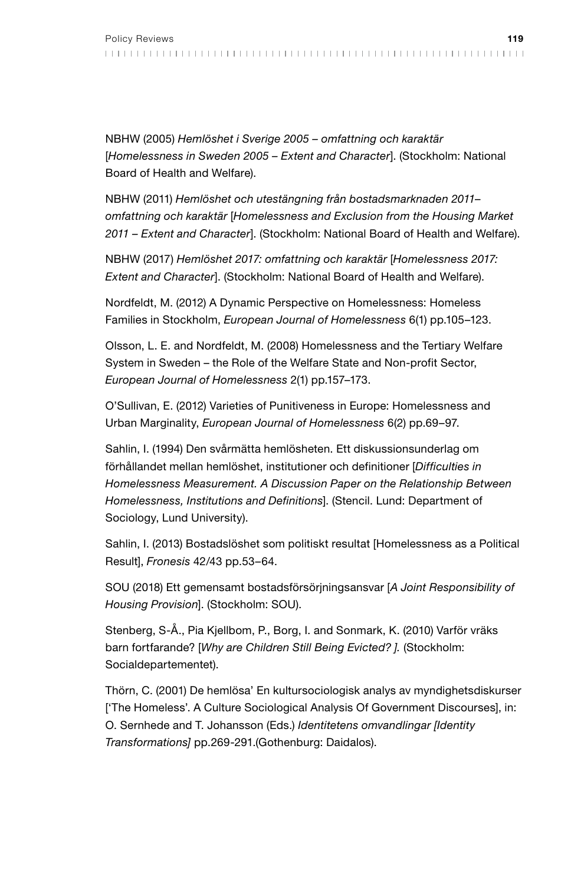NBHW (2005) *Hemlöshet i Sverige 2005 – omfattning och karaktär* [*Homelessness in Sweden 2005 – Extent and Character*]. (Stockholm: National Board of Health and Welfare).

NBHW (2011) *Hemlöshet och utestängning från bostadsmarknaden 2011– omfattning och karaktär* [*Homelessness and Exclusion from the Housing Market 2011 – Extent and Character*]. (Stockholm: National Board of Health and Welfare).

NBHW (2017) *Hemlöshet 2017: omfattning och karaktär* [*Homelessness 2017: Extent and Character*]. (Stockholm: National Board of Health and Welfare).

Nordfeldt, M. (2012) A Dynamic Perspective on Homelessness: Homeless Families in Stockholm, *European Journal of Homelessness* 6(1) pp.105–123.

Olsson, L. E. and Nordfeldt, M. (2008) Homelessness and the Tertiary Welfare System in Sweden – the Role of the Welfare State and Non-profit Sector, *European Journal of Homelessness* 2(1) pp.157–173.

O'Sullivan, E. (2012) Varieties of Punitiveness in Europe: Homelessness and Urban Marginality, *European Journal of Homelessness* 6(2) pp.69–97.

Sahlin, I. (1994) Den svårmätta hemlösheten. Ett diskussionsunderlag om förhållandet mellan hemlöshet, institutioner och definitioner [*Difficulties in Homelessness Measurement. A Discussion Paper on the Relationship Between Homelessness, Institutions and Definitions*]. (Stencil. Lund: Department of Sociology, Lund University).

Sahlin, I. (2013) Bostadslöshet som politiskt resultat [Homelessness as a Political Result], *Fronesis* 42/43 pp.53–64.

SOU (2018) Ett gemensamt bostadsförsörjningsansvar [*A Joint Responsibility of Housing Provision*]. (Stockholm: SOU).

Stenberg, S-Å., Pia Kjellbom, P., Borg, I. and Sonmark, K. (2010) Varför vräks barn fortfarande? [*Why are Children Still Being Evicted? ].* (Stockholm: Socialdepartementet).

Thörn, C. (2001) De hemlösa' En kultursociologisk analys av myndighetsdiskurser ['The Homeless'. A Culture Sociological Analysis Of Government Discourses], in: O. Sernhede and T. Johansson (Eds.) *Identitetens omvandlingar [Identity Transformations]* pp.269-291.(Gothenburg: Daidalos).